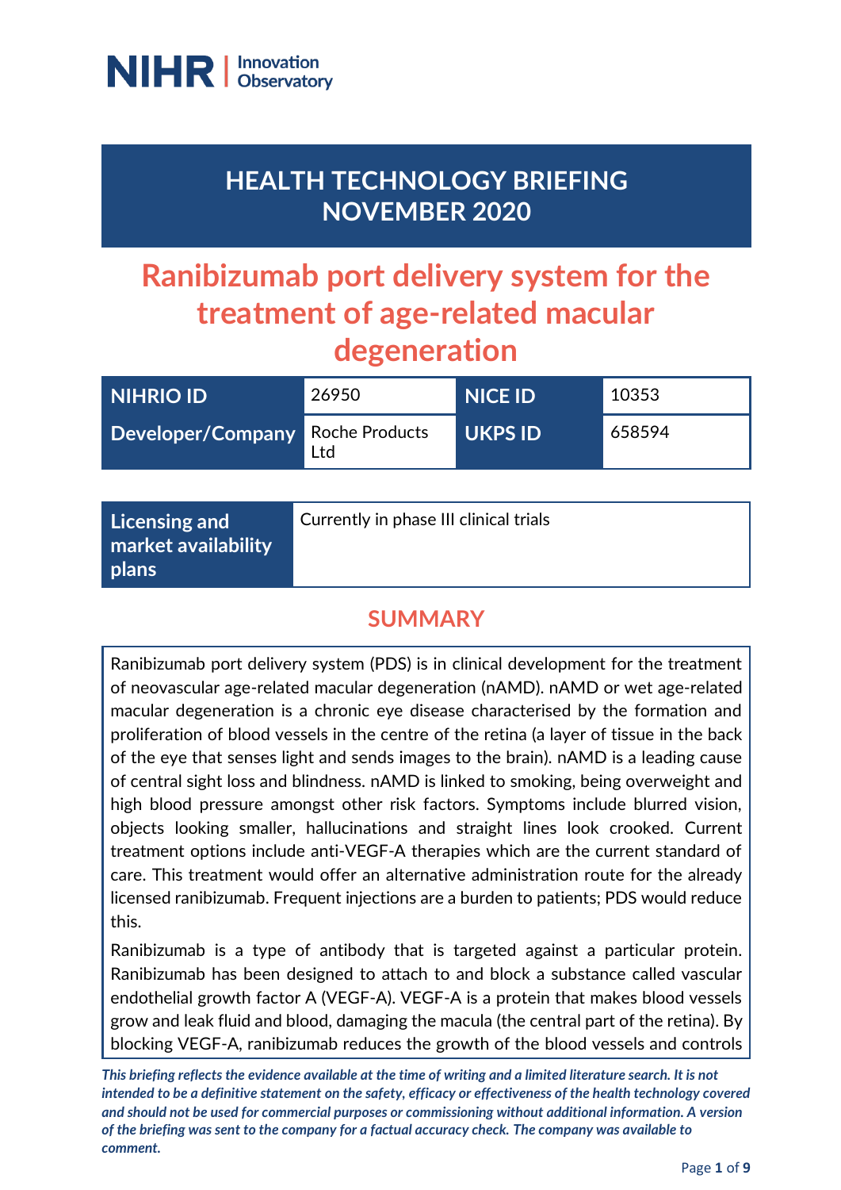NIHR | Innovation Observatory

# HEALTH TECHNOLOGY BRIEFING NOVEMBER 2020

# Ranibizumab port delivery system for the treatment of age-related macular degeneration

| NIHRIO ID | 26950 | NICE ID | 10353 |
|---|---|---|---|
| Developer/Company | Roche Products Ltd | UKPS ID | 658594 |

| Licensing and market availability plans | Currently in phase III clinical trials |
|---|---|

## SUMMARY

Ranibizumab port delivery system (PDS) is in clinical development for the treatment of neovascular age-related macular degeneration (nAMD). nAMD or wet age-related macular degeneration is a chronic eye disease characterised by the formation and proliferation of blood vessels in the centre of the retina (a layer of tissue in the back of the eye that senses light and sends images to the brain). nAMD is a leading cause of central sight loss and blindness. nAMD is linked to smoking, being overweight and high blood pressure amongst other risk factors. Symptoms include blurred vision, objects looking smaller, hallucinations and straight lines look crooked. Current treatment options include anti-VEGF-A therapies which are the current standard of care. This treatment would offer an alternative administration route for the already licensed ranibizumab. Frequent injections are a burden to patients; PDS would reduce this.

Ranibizumab is a type of antibody that is targeted against a particular protein. Ranibizumab has been designed to attach to and block a substance called vascular endothelial growth factor A (VEGF-A). VEGF-A is a protein that makes blood vessels grow and leak fluid and blood, damaging the macula (the central part of the retina). By blocking VEGF-A, ranibizumab reduces the growth of the blood vessels and controls

***This briefing reflects the evidence available at the time of writing and a limited literature search. It is not intended to be a definitive statement on the safety, efficacy or effectiveness of the health technology covered and should not be used for commercial purposes or commissioning without additional information. A version of the briefing was sent to the company for a factual accuracy check. The company was available to comment.***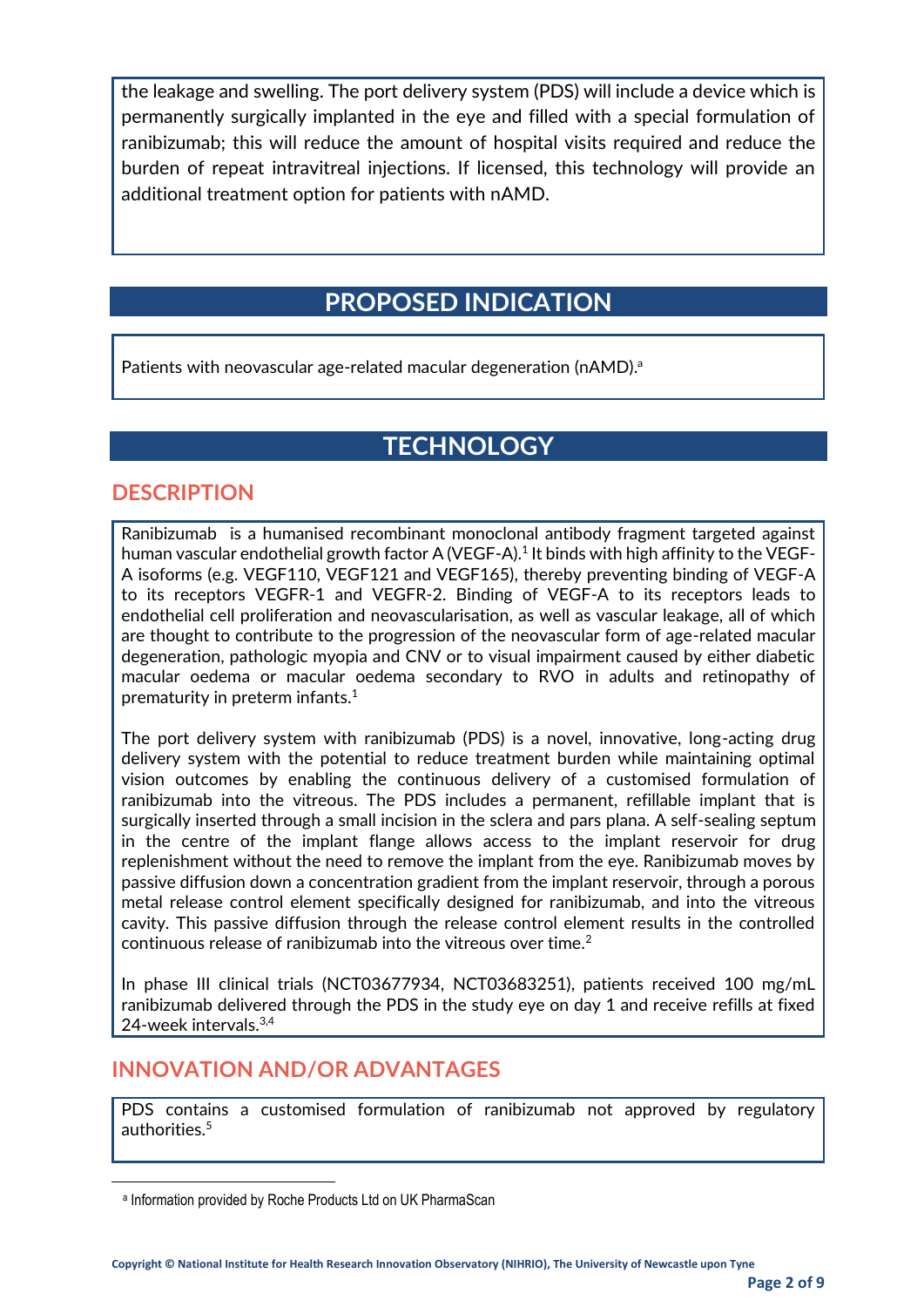the leakage and swelling. The port delivery system (PDS) will include a device which is permanently surgically implanted in the eye and filled with a special formulation of ranibizumab; this will reduce the amount of hospital visits required and reduce the burden of repeat intravitreal injections. If licensed, this technology will provide an additional treatment option for patients with nAMD.

## PROPOSED INDICATION

Patients with neovascular age-related macular degeneration (nAMD).[a]

## TECHNOLOGY

### DESCRIPTION

Ranibizumab is a humanised recombinant monoclonal antibody fragment targeted against human vascular endothelial growth factor A (VEGF-A).[1] It binds with high affinity to the VEGF-A isoforms (e.g. VEGF110, VEGF121 and VEGF165), thereby preventing binding of VEGF-A to its receptors VEGFR-1 and VEGFR-2. Binding of VEGF-A to its receptors leads to endothelial cell proliferation and neovascularisation, as well as vascular leakage, all of which are thought to contribute to the progression of the neovascular form of age-related macular degeneration, pathologic myopia and CNV or to visual impairment caused by either diabetic macular oedema or macular oedema secondary to RVO in adults and retinopathy of prematurity in preterm infants.[1]

The port delivery system with ranibizumab (PDS) is a novel, innovative, long-acting drug delivery system with the potential to reduce treatment burden while maintaining optimal vision outcomes by enabling the continuous delivery of a customised formulation of ranibizumab into the vitreous. The PDS includes a permanent, refillable implant that is surgically inserted through a small incision in the sclera and pars plana. A self-sealing septum in the centre of the implant flange allows access to the implant reservoir for drug replenishment without the need to remove the implant from the eye. Ranibizumab moves by passive diffusion down a concentration gradient from the implant reservoir, through a porous metal release control element specifically designed for ranibizumab, and into the vitreous cavity. This passive diffusion through the release control element results in the controlled continuous release of ranibizumab into the vitreous over time.[2]

In phase III clinical trials (NCT03677934, NCT03683251), patients received 100 mg/mL ranibizumab delivered through the PDS in the study eye on day 1 and receive refills at fixed 24-week intervals.[3,4]

### INNOVATION AND/OR ADVANTAGES

PDS contains a customised formulation of ranibizumab not approved by regulatory authorities.[5]

---

[a] Information provided by Roche Products Ltd on UK PharmaScan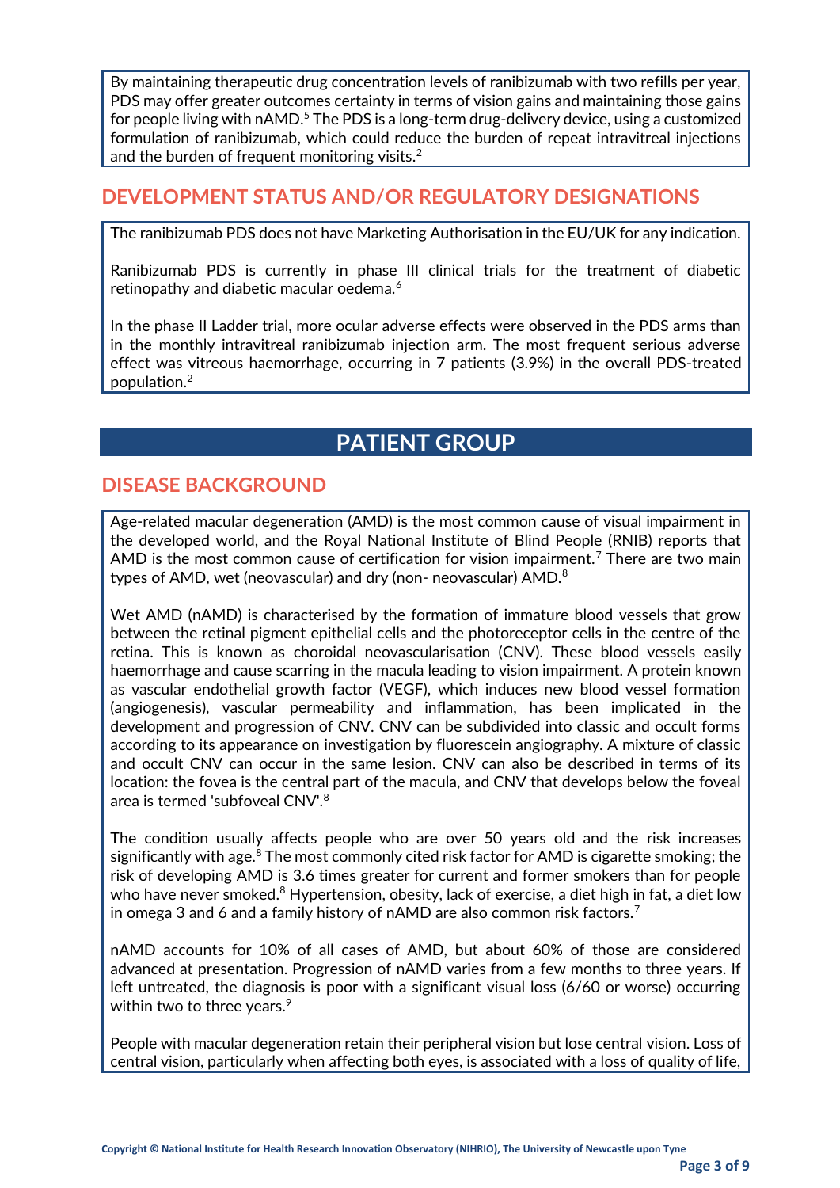By maintaining therapeutic drug concentration levels of ranibizumab with two refills per year, PDS may offer greater outcomes certainty in terms of vision gains and maintaining those gains for people living with nAMD.[5] The PDS is a long-term drug-delivery device, using a customized formulation of ranibizumab, which could reduce the burden of repeat intravitreal injections and the burden of frequent monitoring visits.[2]

## DEVELOPMENT STATUS AND/OR REGULATORY DESIGNATIONS

The ranibizumab PDS does not have Marketing Authorisation in the EU/UK for any indication.

Ranibizumab PDS is currently in phase III clinical trials for the treatment of diabetic retinopathy and diabetic macular oedema.[6]

In the phase II Ladder trial, more ocular adverse effects were observed in the PDS arms than in the monthly intravitreal ranibizumab injection arm. The most frequent serious adverse effect was vitreous haemorrhage, occurring in 7 patients (3.9%) in the overall PDS-treated population.[2]

# PATIENT GROUP

## DISEASE BACKGROUND

Age-related macular degeneration (AMD) is the most common cause of visual impairment in the developed world, and the Royal National Institute of Blind People (RNIB) reports that AMD is the most common cause of certification for vision impairment.[7] There are two main types of AMD, wet (neovascular) and dry (non- neovascular) AMD.[8]

Wet AMD (nAMD) is characterised by the formation of immature blood vessels that grow between the retinal pigment epithelial cells and the photoreceptor cells in the centre of the retina. This is known as choroidal neovascularisation (CNV). These blood vessels easily haemorrhage and cause scarring in the macula leading to vision impairment. A protein known as vascular endothelial growth factor (VEGF), which induces new blood vessel formation (angiogenesis), vascular permeability and inflammation, has been implicated in the development and progression of CNV. CNV can be subdivided into classic and occult forms according to its appearance on investigation by fluorescein angiography. A mixture of classic and occult CNV can occur in the same lesion. CNV can also be described in terms of its location: the fovea is the central part of the macula, and CNV that develops below the foveal area is termed 'subfoveal CNV'.[8]

The condition usually affects people who are over 50 years old and the risk increases significantly with age.[8] The most commonly cited risk factor for AMD is cigarette smoking; the risk of developing AMD is 3.6 times greater for current and former smokers than for people who have never smoked.[8] Hypertension, obesity, lack of exercise, a diet high in fat, a diet low in omega 3 and 6 and a family history of nAMD are also common risk factors.[7]

nAMD accounts for 10% of all cases of AMD, but about 60% of those are considered advanced at presentation. Progression of nAMD varies from a few months to three years. If left untreated, the diagnosis is poor with a significant visual loss (6/60 or worse) occurring within two to three years.[9]

People with macular degeneration retain their peripheral vision but lose central vision. Loss of central vision, particularly when affecting both eyes, is associated with a loss of quality of life,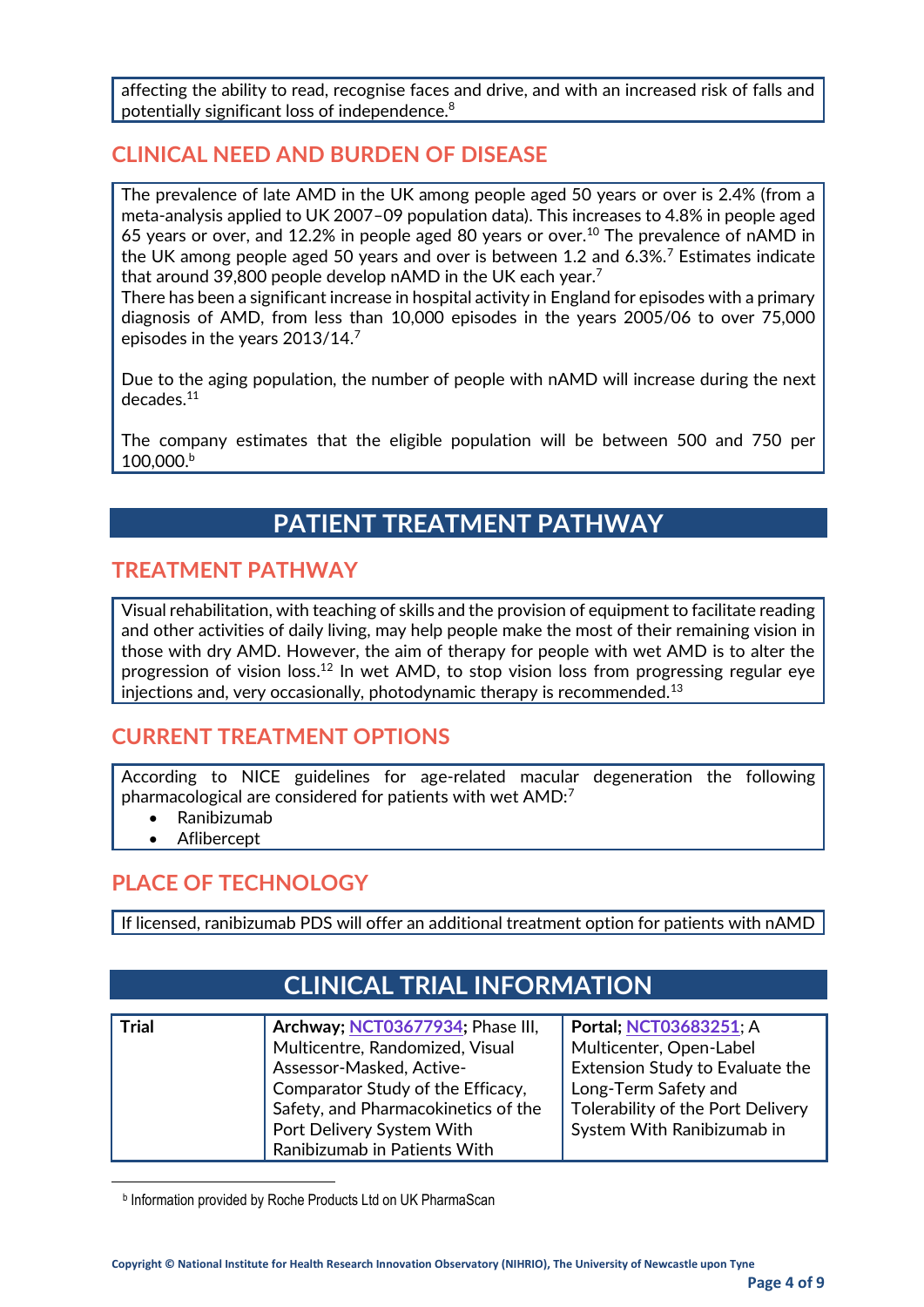affecting the ability to read, recognise faces and drive, and with an increased risk of falls and potentially significant loss of independence.[8]

## CLINICAL NEED AND BURDEN OF DISEASE

The prevalence of late AMD in the UK among people aged 50 years or over is 2.4% (from a meta-analysis applied to UK 2007–09 population data). This increases to 4.8% in people aged 65 years or over, and 12.2% in people aged 80 years or over.[10] The prevalence of nAMD in the UK among people aged 50 years and over is between 1.2 and 6.3%.[7] Estimates indicate that around 39,800 people develop nAMD in the UK each year.[7]
There has been a significant increase in hospital activity in England for episodes with a primary diagnosis of AMD, from less than 10,000 episodes in the years 2005/06 to over 75,000 episodes in the years 2013/14.[7]

Due to the aging population, the number of people with nAMD will increase during the next decades.[11]

The company estimates that the eligible population will be between 500 and 750 per 100,000.[b]

# PATIENT TREATMENT PATHWAY

## TREATMENT PATHWAY

Visual rehabilitation, with teaching of skills and the provision of equipment to facilitate reading and other activities of daily living, may help people make the most of their remaining vision in those with dry AMD. However, the aim of therapy for people with wet AMD is to alter the progression of vision loss.[12] In wet AMD, to stop vision loss from progressing regular eye injections and, very occasionally, photodynamic therapy is recommended.[13]

## CURRENT TREATMENT OPTIONS

According to NICE guidelines for age-related macular degeneration the following pharmacological are considered for patients with wet AMD:[7]

- Ranibizumab
- Aflibercept

## PLACE OF TECHNOLOGY

If licensed, ranibizumab PDS will offer an additional treatment option for patients with nAMD

# CLINICAL TRIAL INFORMATION

| Trial | **Archway; NCT03677934;** Phase III, Multicentre, Randomized, Visual Assessor-Masked, Active-Comparator Study of the Efficacy, Safety, and Pharmacokinetics of the Port Delivery System With Ranibizumab in Patients With | **Portal; NCT03683251**; A Multicenter, Open-Label Extension Study to Evaluate the Long-Term Safety and Tolerability of the Port Delivery System With Ranibizumab in |
|---|---|---|

[b] Information provided by Roche Products Ltd on UK PharmaScan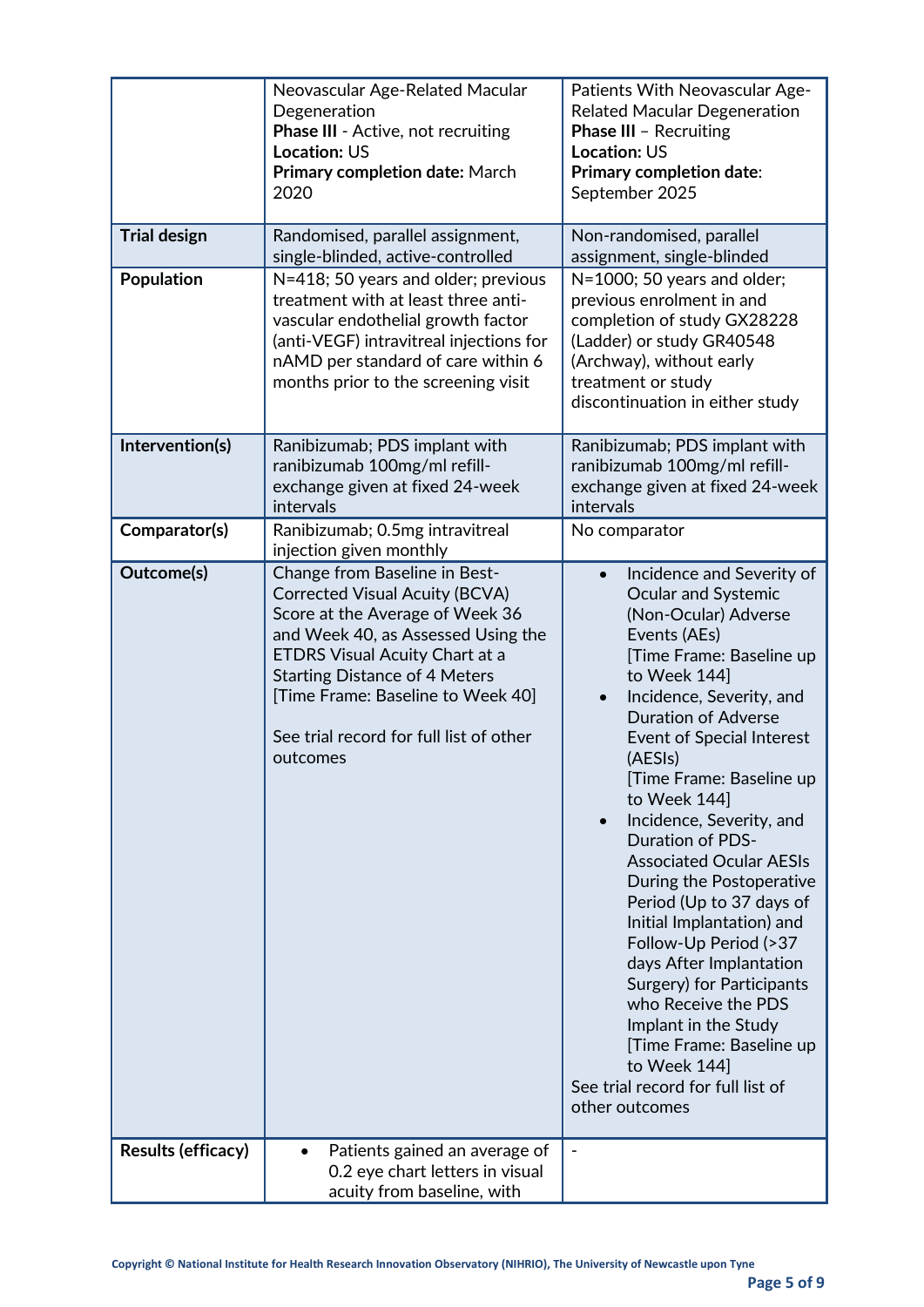| | | |
|---|---|---|
| | Neovascular Age-Related Macular Degeneration<br>**Phase III** - Active, not recruiting<br>**Location:** US<br>**Primary completion date:** March 2020 | Patients With Neovascular Age-Related Macular Degeneration<br>**Phase III** – Recruiting<br>**Location:** US<br>**Primary completion date**: September 2025 |
| **Trial design** | Randomised, parallel assignment, single-blinded, active-controlled | Non-randomised, parallel assignment, single-blinded |
| **Population** | N=418; 50 years and older; previous treatment with at least three anti-vascular endothelial growth factor (anti-VEGF) intravitreal injections for nAMD per standard of care within 6 months prior to the screening visit | N=1000; 50 years and older; previous enrolment in and completion of study GX28228 (Ladder) or study GR40548 (Archway), without early treatment or study discontinuation in either study |
| **Intervention(s)** | Ranibizumab; PDS implant with ranibizumab 100mg/ml refill-exchange given at fixed 24-week intervals | Ranibizumab; PDS implant with ranibizumab 100mg/ml refill-exchange given at fixed 24-week intervals |
| **Comparator(s)** | Ranibizumab; 0.5mg intravitreal injection given monthly | No comparator |
| **Outcome(s)** | Change from Baseline in Best-Corrected Visual Acuity (BCVA) Score at the Average of Week 36 and Week 40, as Assessed Using the ETDRS Visual Acuity Chart at a Starting Distance of 4 Meters [Time Frame: Baseline to Week 40]<br><br>See trial record for full list of other outcomes | • Incidence and Severity of Ocular and Systemic (Non-Ocular) Adverse Events (AEs) [Time Frame: Baseline up to Week 144]<br>• Incidence, Severity, and Duration of Adverse Event of Special Interest (AESIs) [Time Frame: Baseline up to Week 144]<br>• Incidence, Severity, and Duration of PDS-Associated Ocular AESIs During the Postoperative Period (Up to 37 days of Initial Implantation) and Follow-Up Period (>37 days After Implantation Surgery) for Participants who Receive the PDS Implant in the Study [Time Frame: Baseline up to Week 144]<br>See trial record for full list of other outcomes |
| **Results (efficacy)** | • Patients gained an average of 0.2 eye chart letters in visual acuity from baseline, with | - |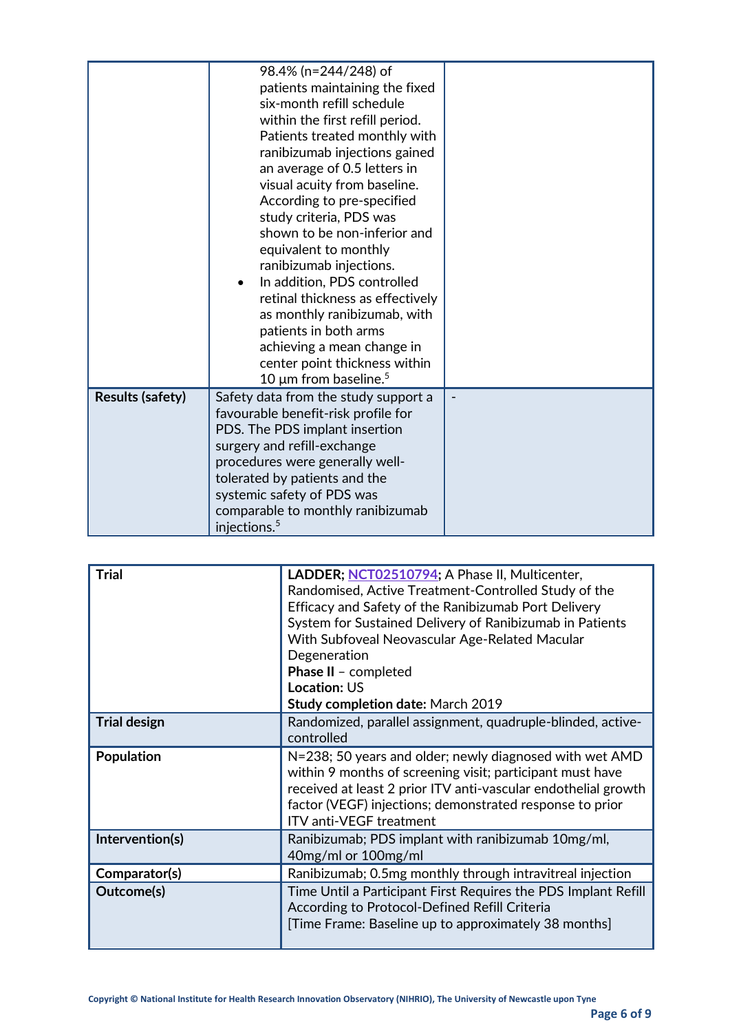| | | |
|---|---|---|
| | 98.4% (n=244/248) of patients maintaining the fixed six-month refill schedule within the first refill period. Patients treated monthly with ranibizumab injections gained an average of 0.5 letters in visual acuity from baseline. According to pre-specified study criteria, PDS was shown to be non-inferior and equivalent to monthly ranibizumab injections.<br>• In addition, PDS controlled retinal thickness as effectively as monthly ranibizumab, with patients in both arms achieving a mean change in center point thickness within 10 µm from baseline.[5] | |
| **Results (safety)** | Safety data from the study support a favourable benefit-risk profile for PDS. The PDS implant insertion surgery and refill-exchange procedures were generally well-tolerated by patients and the systemic safety of PDS was comparable to monthly ranibizumab injections.[5] | - |

| | |
|---|---|
| **Trial** | **LADDER; NCT02510794**; A Phase II, Multicenter, Randomised, Active Treatment-Controlled Study of the Efficacy and Safety of the Ranibizumab Port Delivery System for Sustained Delivery of Ranibizumab in Patients With Subfoveal Neovascular Age-Related Macular Degeneration<br>**Phase II** – completed<br>**Location:** US<br>**Study completion date:** March 2019 |
| **Trial design** | Randomized, parallel assignment, quadruple-blinded, active-controlled |
| **Population** | N=238; 50 years and older; newly diagnosed with wet AMD within 9 months of screening visit; participant must have received at least 2 prior ITV anti-vascular endothelial growth factor (VEGF) injections; demonstrated response to prior ITV anti-VEGF treatment |
| **Intervention(s)** | Ranibizumab; PDS implant with ranibizumab 10mg/ml, 40mg/ml or 100mg/ml |
| **Comparator(s)** | Ranibizumab; 0.5mg monthly through intravitreal injection |
| **Outcome(s)** | Time Until a Participant First Requires the PDS Implant Refill According to Protocol-Defined Refill Criteria<br>[Time Frame: Baseline up to approximately 38 months] |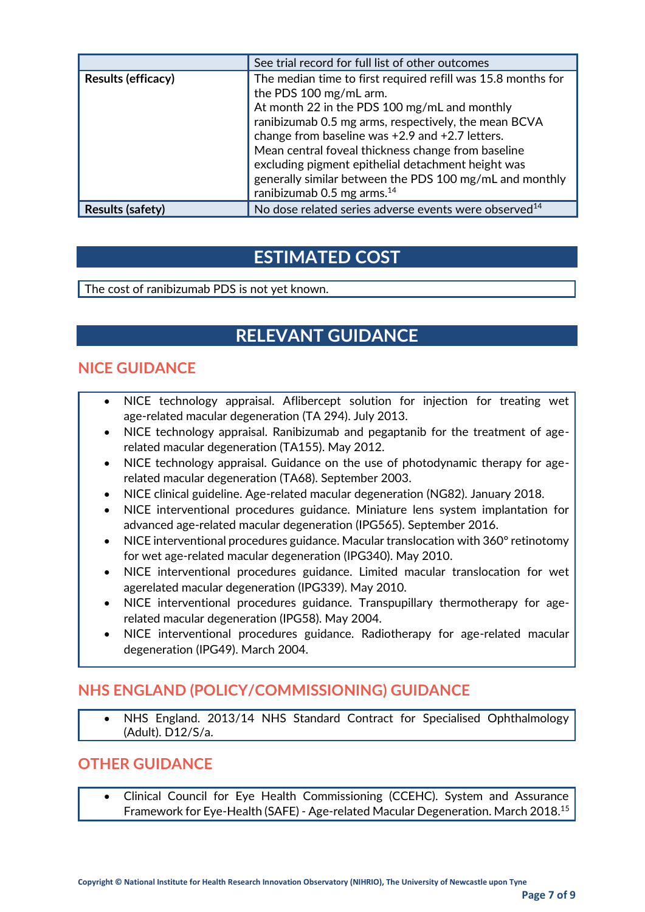| | See trial record for full list of other outcomes |
|---|---|
| **Results (efficacy)** | The median time to first required refill was 15.8 months for the PDS 100 mg/mL arm. At month 22 in the PDS 100 mg/mL and monthly ranibizumab 0.5 mg arms, respectively, the mean BCVA change from baseline was +2.9 and +2.7 letters. Mean central foveal thickness change from baseline excluding pigment epithelial detachment height was generally similar between the PDS 100 mg/mL and monthly ranibizumab 0.5 mg arms.[14] |
| **Results (safety)** | No dose related series adverse events were observed[14] |

## ESTIMATED COST

The cost of ranibizumab PDS is not yet known.

## RELEVANT GUIDANCE

### NICE GUIDANCE

- NICE technology appraisal. Aflibercept solution for injection for treating wet age-related macular degeneration (TA 294). July 2013.
- NICE technology appraisal. Ranibizumab and pegaptanib for the treatment of age-related macular degeneration (TA155). May 2012.
- NICE technology appraisal. Guidance on the use of photodynamic therapy for age-related macular degeneration (TA68). September 2003.
- NICE clinical guideline. Age-related macular degeneration (NG82). January 2018.
- NICE interventional procedures guidance. Miniature lens system implantation for advanced age-related macular degeneration (IPG565). September 2016.
- NICE interventional procedures guidance. Macular translocation with 360° retinotomy for wet age-related macular degeneration (IPG340). May 2010.
- NICE interventional procedures guidance. Limited macular translocation for wet agerelated macular degeneration (IPG339). May 2010.
- NICE interventional procedures guidance. Transpupillary thermotherapy for age-related macular degeneration (IPG58). May 2004.
- NICE interventional procedures guidance. Radiotherapy for age-related macular degeneration (IPG49). March 2004.

### NHS ENGLAND (POLICY/COMMISSIONING) GUIDANCE

- NHS England. 2013/14 NHS Standard Contract for Specialised Ophthalmology (Adult). D12/S/a.

### OTHER GUIDANCE

- Clinical Council for Eye Health Commissioning (CCEHC). System and Assurance Framework for Eye-Health (SAFE) - Age-related Macular Degeneration. March 2018.[15]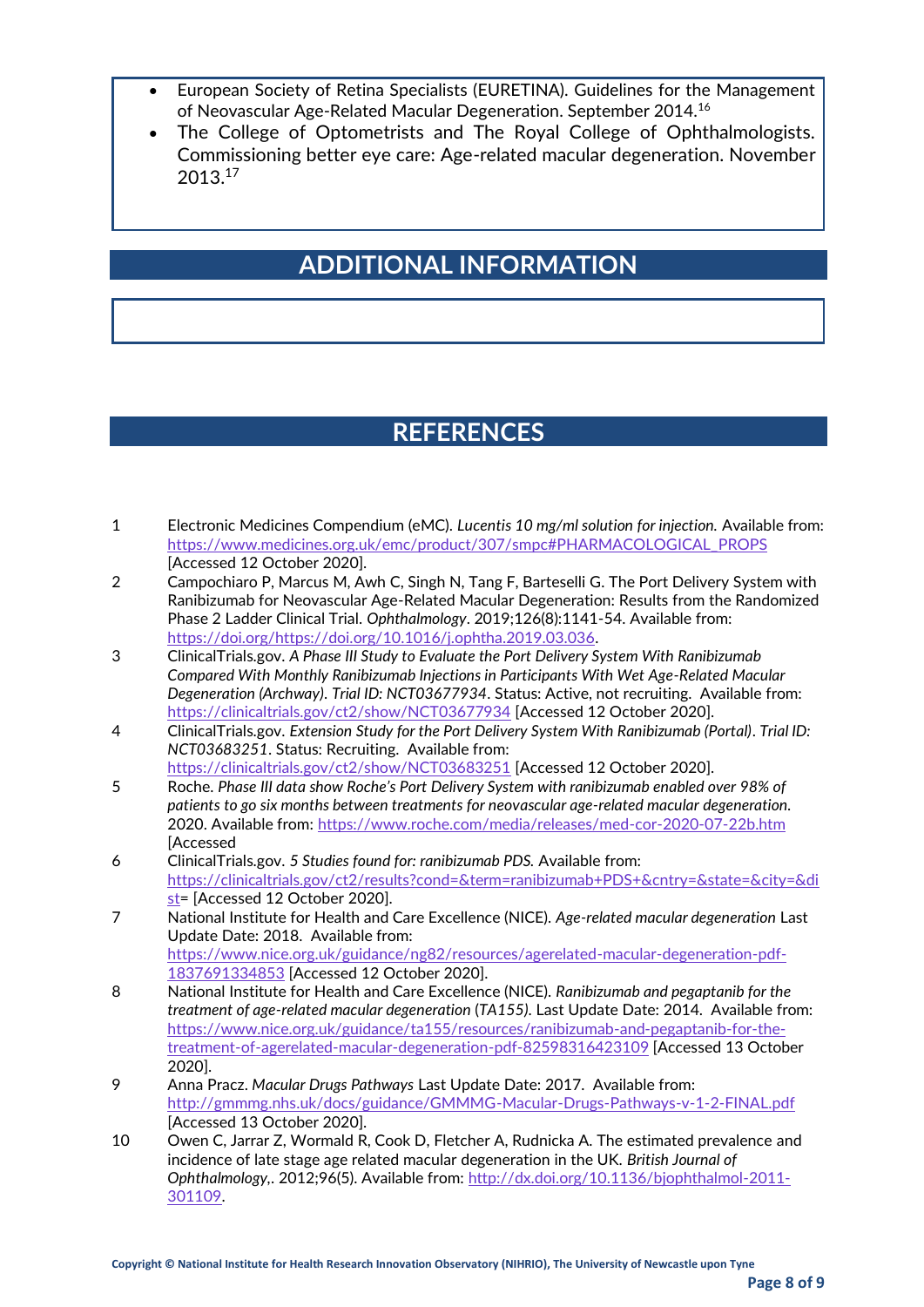- European Society of Retina Specialists (EURETINA). Guidelines for the Management of Neovascular Age-Related Macular Degeneration. September 2014.[16]
- The College of Optometrists and The Royal College of Ophthalmologists. Commissioning better eye care: Age-related macular degeneration. November 2013.[17]

## ADDITIONAL INFORMATION

## REFERENCES

1. Electronic Medicines Compendium (eMC). *Lucentis 10 mg/ml solution for injection.* Available from: https://www.medicines.org.uk/emc/product/307/smpc#PHARMACOLOGICAL_PROPS [Accessed 12 October 2020].
2. Campochiaro P, Marcus M, Awh C, Singh N, Tang F, Barteselli G. The Port Delivery System with Ranibizumab for Neovascular Age-Related Macular Degeneration: Results from the Randomized Phase 2 Ladder Clinical Trial. *Ophthalmology*. 2019;126(8):1141-54. Available from: https://doi.org/https://doi.org/10.1016/j.ophtha.2019.03.036.
3. ClinicalTrials.gov. *A Phase III Study to Evaluate the Port Delivery System With Ranibizumab Compared With Monthly Ranibizumab Injections in Participants With Wet Age-Related Macular Degeneration (Archway). Trial ID: NCT03677934*. Status: Active, not recruiting. Available from: https://clinicaltrials.gov/ct2/show/NCT03677934 [Accessed 12 October 2020].
4. ClinicalTrials.gov. *Extension Study for the Port Delivery System With Ranibizumab (Portal). Trial ID: NCT03683251*. Status: Recruiting. Available from: https://clinicaltrials.gov/ct2/show/NCT03683251 [Accessed 12 October 2020].
5. Roche. *Phase III data show Roche's Port Delivery System with ranibizumab enabled over 98% of patients to go six months between treatments for neovascular age-related macular degeneration*. 2020. Available from: https://www.roche.com/media/releases/med-cor-2020-07-22b.htm [Accessed
6. ClinicalTrials.gov. *5 Studies found for: ranibizumab PDS.* Available from: https://clinicaltrials.gov/ct2/results?cond=&term=ranibizumab+PDS+&cntry=&state=&city=&dist= [Accessed 12 October 2020].
7. National Institute for Health and Care Excellence (NICE). *Age-related macular degeneration* Last Update Date: 2018. Available from: https://www.nice.org.uk/guidance/ng82/resources/agerelated-macular-degeneration-pdf-1837691334853 [Accessed 12 October 2020].
8. National Institute for Health and Care Excellence (NICE). *Ranibizumab and pegaptanib for the treatment of age-related macular degeneration (TA155).* Last Update Date: 2014. Available from: https://www.nice.org.uk/guidance/ta155/resources/ranibizumab-and-pegaptanib-for-the-treatment-of-agerelated-macular-degeneration-pdf-82598316423109 [Accessed 13 October 2020].
9. Anna Pracz. *Macular Drugs Pathways* Last Update Date: 2017. Available from: http://gmmmg.nhs.uk/docs/guidance/GMMMG-Macular-Drugs-Pathways-v-1-2-FINAL.pdf [Accessed 13 October 2020].
10. Owen C, Jarrar Z, Wormald R, Cook D, Fletcher A, Rudnicka A. The estimated prevalence and incidence of late stage age related macular degeneration in the UK. *British Journal of Ophthalmology*,. 2012;96(5). Available from: http://dx.doi.org/10.1136/bjophthalmol-2011-301109.

Copyright © National Institute for Health Research Innovation Observatory (NIHRIO), The University of Newcastle upon Tyne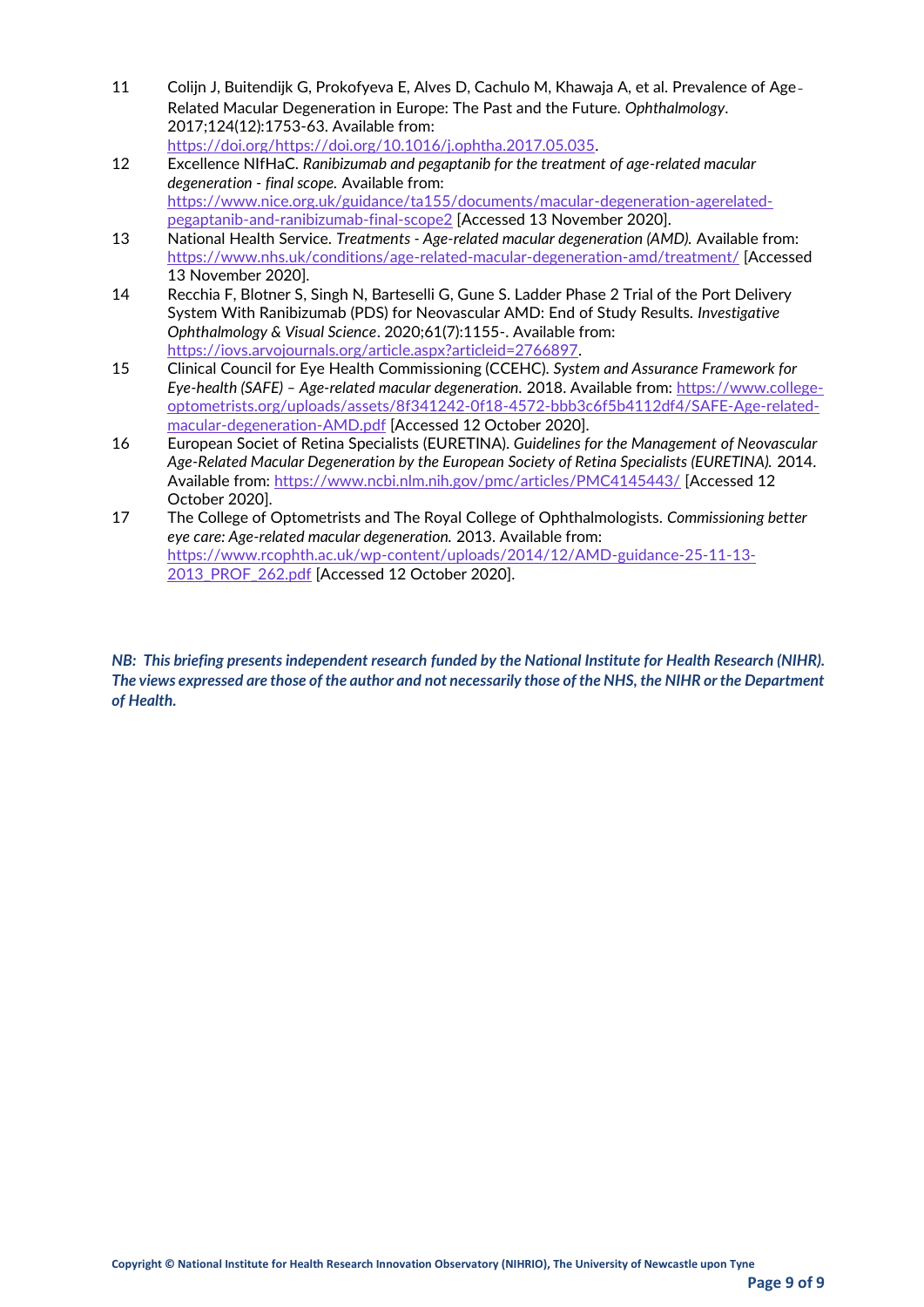11. Colijn J, Buitendijk G, Prokofyeva E, Alves D, Cachulo M, Khawaja A, et al. Prevalence of Age-Related Macular Degeneration in Europe: The Past and the Future. *Ophthalmology*. 2017;124(12):1753-63. Available from: https://doi.org/https://doi.org/10.1016/j.ophtha.2017.05.035.
12. Excellence NIfHaC. *Ranibizumab and pegaptanib for the treatment of age-related macular degeneration - final scope.* Available from: https://www.nice.org.uk/guidance/ta155/documents/macular-degeneration-agerelated-pegaptanib-and-ranibizumab-final-scope2 [Accessed 13 November 2020].
13. National Health Service. *Treatments - Age-related macular degeneration (AMD).* Available from: https://www.nhs.uk/conditions/age-related-macular-degeneration-amd/treatment/ [Accessed 13 November 2020].
14. Recchia F, Blotner S, Singh N, Barteselli G, Gune S. Ladder Phase 2 Trial of the Port Delivery System With Ranibizumab (PDS) for Neovascular AMD: End of Study Results. *Investigative Ophthalmology & Visual Science*. 2020;61(7):1155-. Available from: https://iovs.arvojournals.org/article.aspx?articleid=2766897.
15. Clinical Council for Eye Health Commissioning (CCEHC). *System and Assurance Framework for Eye-health (SAFE) – Age-related macular degeneration.* 2018. Available from: https://www.college-optometrists.org/uploads/assets/8f341242-0f18-4572-bbb3c6f5b4112df4/SAFE-Age-related-macular-degeneration-AMD.pdf [Accessed 12 October 2020].
16. European Societ of Retina Specialists (EURETINA). *Guidelines for the Management of Neovascular Age-Related Macular Degeneration by the European Society of Retina Specialists (EURETINA).* 2014. Available from: https://www.ncbi.nlm.nih.gov/pmc/articles/PMC4145443/ [Accessed 12 October 2020].
17. The College of Optometrists and The Royal College of Ophthalmologists. *Commissioning better eye care: Age-related macular degeneration.* 2013. Available from: https://www.rcophth.ac.uk/wp-content/uploads/2014/12/AMD-guidance-25-11-13-2013_PROF_262.pdf [Accessed 12 October 2020].

***NB: This briefing presents independent research funded by the National Institute for Health Research (NIHR). The views expressed are those of the author and not necessarily those of the NHS, the NIHR or the Department of Health.***

**Copyright © National Institute for Health Research Innovation Observatory (NIHRIO), The University of Newcastle upon Tyne**